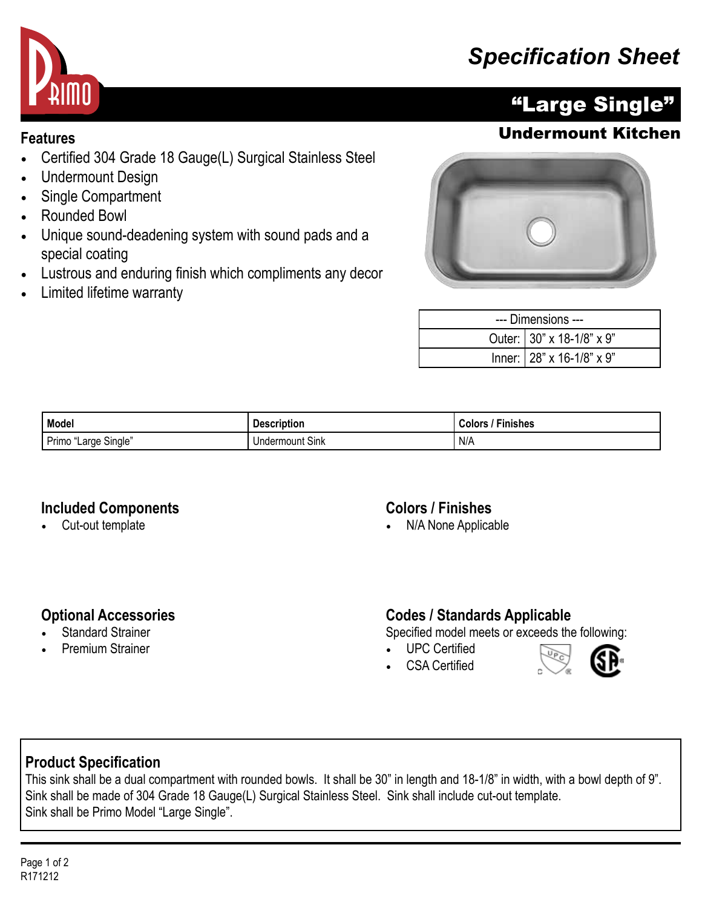# Specification Sheet

## "Large Single"

### Undermount Kitchen

**Features**

- Certified 304 Grade 18 Gauge(L) Surgical Stainless Steel
- Undermount Design
- Single Compartment
- Rounded Bowl
- Unique sound-deadening system with sound pads and a special coating
- Lustrous and enduring finish which compliments any decor
- Limited lifetime warranty

| --- Dimensions --- | |
|---|---|
| Outer: | 30" x 18-1/8" x 9" |
| Inner: | 28" x 16-1/8" x 9" |

| Model | Description | Colors / Finishes |
|---|---|---|
| Primo "Large Single" | Undermount Sink | N/A |

### Included Components

- Cut-out template

### Colors / Finishes

- N/A None Applicable

### Optional Accessories

- Standard Strainer
- Premium Strainer

### Codes / Standards Applicable

Specified model meets or exceeds the following:

- UPC Certified
- CSA Certified

### Product Specification

This sink shall be a dual compartment with rounded bowls. It shall be 30" in length and 18-1/8" in width, with a bowl depth of 9". Sink shall be made of 304 Grade 18 Gauge(L) Surgical Stainless Steel. Sink shall include cut-out template.
Sink shall be Primo Model "Large Single".

R171212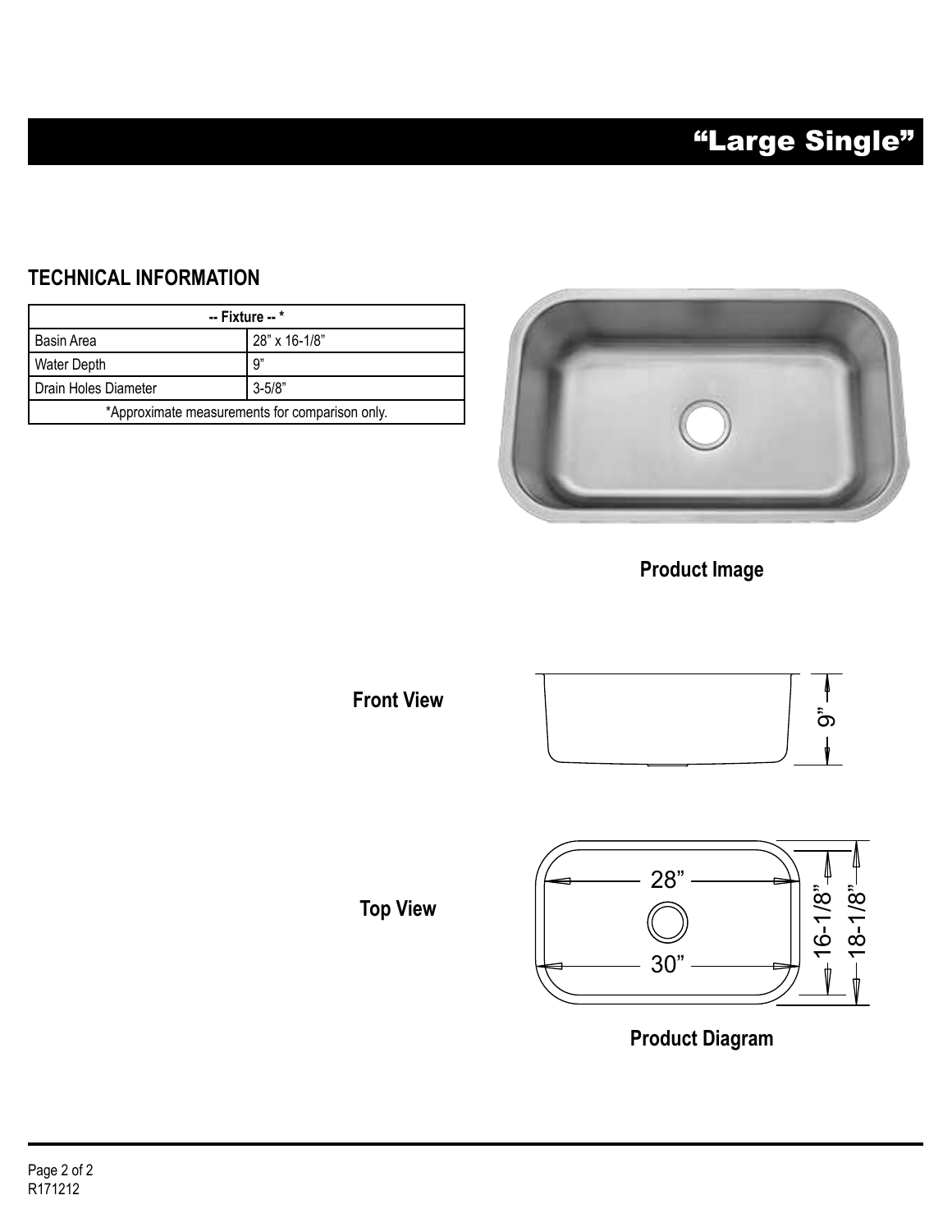# "Large Single"

## TECHNICAL INFORMATION

| -- Fixture -- * | |
|---|---|
| Basin Area | 28" x 16-1/8" |
| Water Depth | 9" |
| Drain Holes Diameter | 3-5/8" |
| *Approximate measurements for comparison only. | |

**Product Image**

**Front View**

9"

**Top View**

28"

30"

16-1/8"

18-1/8"

**Product Diagram**

R171212